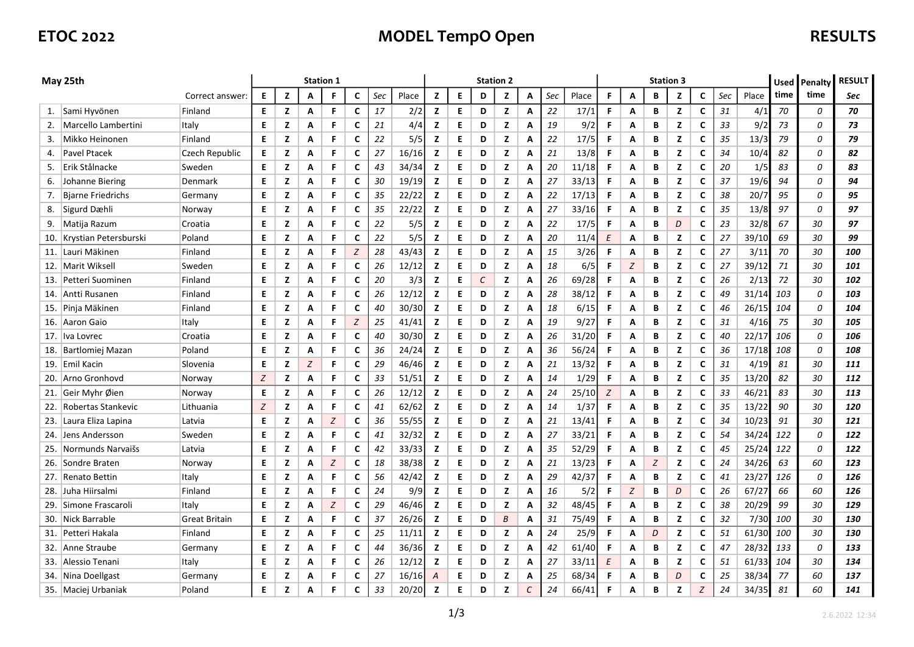# ETOC 2022

# MODEL TempO Open

# RESULTS

| May 25th | | | Station 1 | | | | | | | Station 2 | | | | | | | Station 3 | | | | | | | Used | Penalty | RESULT |
|---|---|---|---|---|---|---|---|---|---|---|---|---|---|---|---|---|---|---|---|---|---|---|---|---|---|---|
| | | Correct answer: | E | Z | A | F | C | Sec | Place | Z | E | D | Z | A | Sec | Place | F | A | B | Z | C | Sec | Place | time | time | Sec |
| 1. | Sami Hyvönen | Finland | E | Z | A | F | C | 17 | 2/2 | Z | E | D | Z | A | 22 | 17/1 | F | A | B | Z | C | 31 | 4/1 | 70 | 0 | 70 |
| 2. | Marcello Lambertini | Italy | E | Z | A | F | C | 21 | 4/4 | Z | E | D | Z | A | 19 | 9/2 | F | A | B | Z | C | 33 | 9/2 | 73 | 0 | 73 |
| 3. | Mikko Heinonen | Finland | E | Z | A | F | C | 22 | 5/5 | Z | E | D | Z | A | 22 | 17/5 | F | A | B | Z | C | 35 | 13/3 | 79 | 0 | 79 |
| 4. | Pavel Ptacek | Czech Republic | E | Z | A | F | C | 27 | 16/16 | Z | E | D | Z | A | 21 | 13/8 | F | A | B | Z | C | 34 | 10/4 | 82 | 0 | 82 |
| 5. | Erik Stålnacke | Sweden | E | Z | A | F | C | 43 | 34/34 | Z | E | D | Z | A | 20 | 11/18 | F | A | B | Z | C | 20 | 1/5 | 83 | 0 | 83 |
| 6. | Johanne Biering | Denmark | E | Z | A | F | C | 30 | 19/19 | Z | E | D | Z | A | 27 | 33/13 | F | A | B | Z | C | 37 | 19/6 | 94 | 0 | 94 |
| 7. | Bjarne Friedrichs | Germany | E | Z | A | F | C | 35 | 22/22 | Z | E | D | Z | A | 22 | 17/13 | F | A | B | Z | C | 38 | 20/7 | 95 | 0 | 95 |
| 8. | Sigurd Dæhli | Norway | E | Z | A | F | C | 35 | 22/22 | Z | E | D | Z | A | 27 | 33/16 | F | A | B | Z | C | 35 | 13/8 | 97 | 0 | 97 |
| 9. | Matija Razum | Croatia | E | Z | A | F | C | 22 | 5/5 | Z | E | D | Z | A | 22 | 17/5 | F | A | B | D | C | 23 | 32/8 | 67 | 30 | 97 |
| 10. | Krystian Petersburski | Poland | E | Z | A | F | C | 22 | 5/5 | Z | E | D | Z | A | 20 | 11/4 | E | A | B | Z | C | 27 | 39/10 | 69 | 30 | 99 |
| 11. | Lauri Mäkinen | Finland | E | Z | A | F | Z | 28 | 43/43 | Z | E | D | Z | A | 15 | 3/26 | F | A | B | Z | C | 27 | 3/11 | 70 | 30 | 100 |
| 12. | Marit Wiksell | Sweden | E | Z | A | F | C | 26 | 12/12 | Z | E | D | Z | A | 18 | 6/5 | F | Z | B | Z | C | 27 | 39/12 | 71 | 30 | 101 |
| 13. | Petteri Suominen | Finland | E | Z | A | F | C | 20 | 3/3 | Z | E | C | Z | A | 26 | 69/28 | F | A | B | Z | C | 26 | 2/13 | 72 | 30 | 102 |
| 14. | Antti Rusanen | Finland | E | Z | A | F | C | 26 | 12/12 | Z | E | D | Z | A | 28 | 38/12 | F | A | B | Z | C | 49 | 31/14 | 103 | 0 | 103 |
| 15. | Pinja Mäkinen | Finland | E | Z | A | F | C | 40 | 30/30 | Z | E | D | Z | A | 18 | 6/15 | F | A | B | Z | C | 46 | 26/15 | 104 | 0 | 104 |
| 16. | Aaron Gaio | Italy | E | Z | A | F | Z | 25 | 41/41 | Z | E | D | Z | A | 19 | 9/27 | F | A | B | Z | C | 31 | 4/16 | 75 | 30 | 105 |
| 17. | Iva Lovrec | Croatia | E | Z | A | F | C | 40 | 30/30 | Z | E | D | Z | A | 26 | 31/20 | F | A | B | Z | C | 40 | 22/17 | 106 | 0 | 106 |
| 18. | Bartlomiej Mazan | Poland | E | Z | A | F | C | 36 | 24/24 | Z | E | D | Z | A | 36 | 56/24 | F | A | B | Z | C | 36 | 17/18 | 108 | 0 | 108 |
| 19. | Emil Kacin | Slovenia | E | Z | Z | F | C | 29 | 46/46 | Z | E | D | Z | A | 21 | 13/32 | F | A | B | Z | C | 31 | 4/19 | 81 | 30 | 111 |
| 20. | Arno Gronhovd | Norway | Z | Z | A | F | C | 33 | 51/51 | Z | E | D | Z | A | 14 | 1/29 | F | A | B | Z | C | 35 | 13/20 | 82 | 30 | 112 |
| 21. | Geir Myhr Øien | Norway | E | Z | A | F | C | 26 | 12/12 | Z | E | D | Z | A | 24 | 25/10 | Z | A | B | Z | C | 33 | 46/21 | 83 | 30 | 113 |
| 22. | Robertas Stankevic | Lithuania | Z | Z | A | F | C | 41 | 62/62 | Z | E | D | Z | A | 14 | 1/37 | F | A | B | Z | C | 35 | 13/22 | 90 | 30 | 120 |
| 23. | Laura Eliza Lapina | Latvia | E | Z | A | Z | C | 36 | 55/55 | Z | E | D | Z | A | 21 | 13/41 | F | A | B | Z | C | 34 | 10/23 | 91 | 30 | 121 |
| 24. | Jens Andersson | Sweden | E | Z | A | F | C | 41 | 32/32 | Z | E | D | Z | A | 27 | 33/21 | F | A | B | Z | C | 54 | 34/24 | 122 | 0 | 122 |
| 25. | Normunds Narvaišs | Latvia | E | Z | A | F | C | 42 | 33/33 | Z | E | D | Z | A | 35 | 52/29 | F | A | B | Z | C | 45 | 25/24 | 122 | 0 | 122 |
| 26. | Sondre Braten | Norway | E | Z | A | Z | C | 18 | 38/38 | Z | E | D | Z | A | 21 | 13/23 | F | A | Z | Z | C | 24 | 34/26 | 63 | 60 | 123 |
| 27. | Renato Bettin | Italy | E | Z | A | F | C | 56 | 42/42 | Z | E | D | Z | A | 29 | 42/37 | F | A | B | Z | C | 41 | 23/27 | 126 | 0 | 126 |
| 28. | Juha Hiirsalmi | Finland | E | Z | A | F | C | 24 | 9/9 | Z | E | D | Z | A | 16 | 5/2 | F | Z | B | D | C | 26 | 67/27 | 66 | 60 | 126 |
| 29. | Simone Frascaroli | Italy | E | Z | A | Z | C | 29 | 46/46 | Z | E | D | Z | A | 32 | 48/45 | F | A | B | Z | C | 38 | 20/29 | 99 | 30 | 129 |
| 30. | Nick Barrable | Great Britain | E | Z | A | F | C | 37 | 26/26 | Z | E | D | B | A | 31 | 75/49 | F | A | B | Z | C | 32 | 7/30 | 100 | 30 | 130 |
| 31. | Petteri Hakala | Finland | E | Z | A | F | C | 25 | 11/11 | Z | E | D | Z | A | 24 | 25/9 | F | A | D | Z | C | 51 | 61/30 | 100 | 30 | 130 |
| 32. | Anne Straube | Germany | E | Z | A | F | C | 44 | 36/36 | Z | E | D | Z | A | 42 | 61/40 | F | A | B | Z | C | 47 | 28/32 | 133 | 0 | 133 |
| 33. | Alessio Tenani | Italy | E | Z | A | F | C | 26 | 12/12 | Z | E | D | Z | A | 27 | 33/11 | E | A | B | Z | C | 51 | 61/33 | 104 | 30 | 134 |
| 34. | Nina Doellgast | Germany | E | Z | A | F | C | 27 | 16/16 | A | E | D | Z | A | 25 | 68/34 | F | A | B | D | C | 25 | 38/34 | 77 | 60 | 137 |
| 35. | Maciej Urbaniak | Poland | E | Z | A | F | C | 33 | 20/20 | Z | E | D | Z | C | 24 | 66/41 | F | A | B | Z | Z | 24 | 34/35 | 81 | 60 | 141 |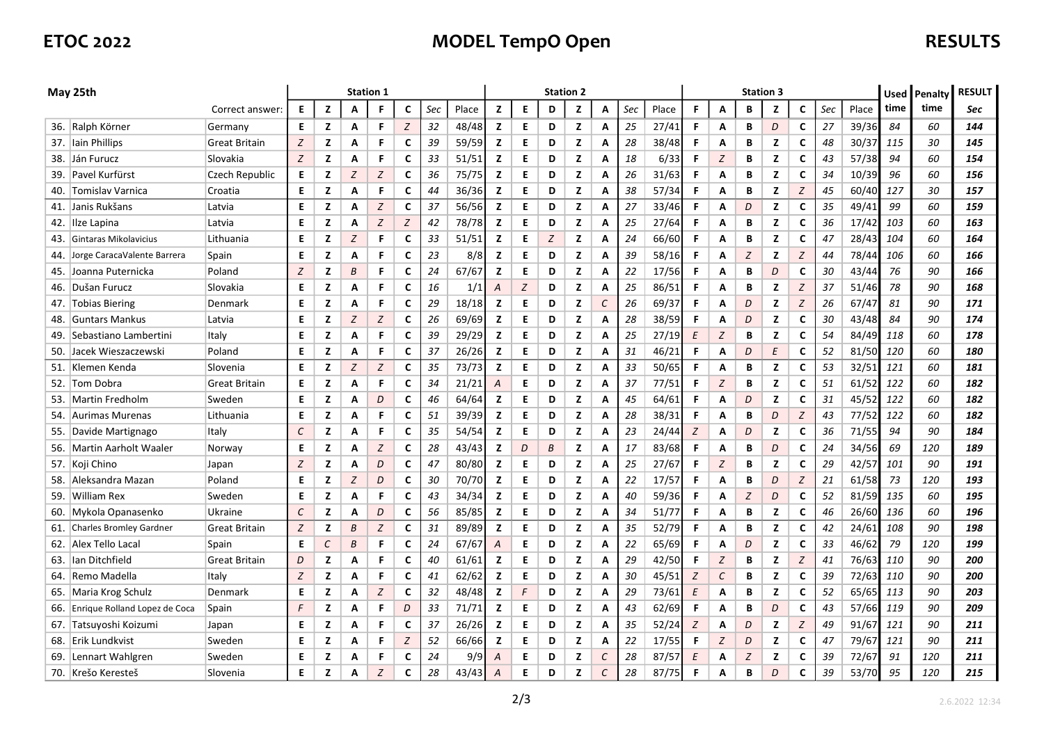**ETOC 2022** **MODEL TempO Open** **RESULTS**

| May 25th | | | Station 1 | | | | | | | Station 2 | | | | | | | Station 3 | | | | | | | Used time | Penalty time | RESULT |
|---|---|---|---|---|---|---|---|---|---|---|---|---|---|---|---|---|---|---|---|---|---|---|---|---|---|---|
| | | Correct answer: | E | Z | A | F | C | Sec | Place | Z | E | D | Z | A | Sec | Place | F | A | B | Z | C | Sec | Place | | | Sec |
| 36. | Ralph Körner | Germany | E | Z | A | F | Z | 32 | 48/48 | Z | E | D | Z | A | 25 | 27/41 | F | A | B | D | C | 27 | 39/36 | 84 | 60 | 144 |
| 37. | Iain Phillips | Great Britain | Z | Z | A | F | C | 39 | 59/59 | Z | E | D | Z | A | 28 | 38/48 | F | A | B | Z | C | 48 | 30/37 | 115 | 30 | 145 |
| 38. | Ján Furucz | Slovakia | Z | Z | A | F | C | 33 | 51/51 | Z | E | D | Z | A | 18 | 6/33 | F | Z | B | Z | C | 43 | 57/38 | 94 | 60 | 154 |
| 39. | Pavel Kurfürst | Czech Republic | E | Z | Z | Z | C | 36 | 75/75 | Z | E | D | Z | A | 26 | 31/63 | F | A | B | Z | C | 34 | 10/39 | 96 | 60 | 156 |
| 40. | Tomislav Varnica | Croatia | E | Z | A | F | C | 44 | 36/36 | Z | E | D | Z | A | 38 | 57/34 | F | A | B | Z | Z | 45 | 60/40 | 127 | 30 | 157 |
| 41. | Janis Rukšans | Latvia | E | Z | A | Z | C | 37 | 56/56 | Z | E | D | Z | A | 27 | 33/46 | F | A | D | Z | C | 35 | 49/41 | 99 | 60 | 159 |
| 42. | Ilze Lapina | Latvia | E | Z | A | Z | Z | 42 | 78/78 | Z | E | D | Z | A | 25 | 27/64 | F | A | B | Z | C | 36 | 17/42 | 103 | 60 | 163 |
| 43. | Gintaras Mikolavicius | Lithuania | E | Z | Z | F | C | 33 | 51/51 | Z | E | Z | Z | A | 24 | 66/60 | F | A | B | Z | C | 47 | 28/43 | 104 | 60 | 164 |
| 44. | Jorge CaracaValente Barrera | Spain | E | Z | A | F | C | 23 | 8/8 | Z | E | D | Z | A | 39 | 58/16 | F | A | Z | Z | Z | 44 | 78/44 | 106 | 60 | 166 |
| 45. | Joanna Puternicka | Poland | Z | Z | B | F | C | 24 | 67/67 | Z | E | D | Z | A | 22 | 17/56 | F | A | B | D | C | 30 | 43/44 | 76 | 90 | 166 |
| 46. | Dušan Furucz | Slovakia | E | Z | A | F | C | 16 | 1/1 | A | Z | D | Z | A | 25 | 86/51 | F | A | B | Z | Z | 37 | 51/46 | 78 | 90 | 168 |
| 47. | Tobias Biering | Denmark | E | Z | A | F | C | 29 | 18/18 | Z | E | D | Z | C | 26 | 69/37 | F | A | D | Z | Z | 26 | 67/47 | 81 | 90 | 171 |
| 48. | Guntars Mankus | Latvia | E | Z | Z | Z | C | 26 | 69/69 | Z | E | D | Z | A | 28 | 38/59 | F | A | D | Z | C | 30 | 43/48 | 84 | 90 | 174 |
| 49. | Sebastiano Lambertini | Italy | E | Z | A | F | C | 39 | 29/29 | Z | E | D | Z | A | 25 | 27/19 | E | Z | B | Z | C | 54 | 84/49 | 118 | 60 | 178 |
| 50. | Jacek Wieszaczewski | Poland | E | Z | A | F | C | 37 | 26/26 | Z | E | D | Z | A | 31 | 46/21 | F | A | D | E | C | 52 | 81/50 | 120 | 60 | 180 |
| 51. | Klemen Kenda | Slovenia | E | Z | Z | Z | C | 35 | 73/73 | Z | E | D | Z | A | 33 | 50/65 | F | A | B | Z | C | 53 | 32/51 | 121 | 60 | 181 |
| 52. | Tom Dobra | Great Britain | E | Z | A | F | C | 34 | 21/21 | A | E | D | Z | A | 37 | 77/51 | F | Z | B | Z | C | 51 | 61/52 | 122 | 60 | 182 |
| 53. | Martin Fredholm | Sweden | E | Z | A | D | C | 46 | 64/64 | Z | E | D | Z | A | 45 | 64/61 | F | A | D | Z | C | 31 | 45/52 | 122 | 60 | 182 |
| 54. | Aurimas Murenas | Lithuania | E | Z | A | F | C | 51 | 39/39 | Z | E | D | Z | A | 28 | 38/31 | F | A | B | D | Z | 43 | 77/52 | 122 | 60 | 182 |
| 55. | Davide Martignago | Italy | C | Z | A | F | C | 35 | 54/54 | Z | E | D | Z | A | 23 | 24/44 | Z | A | D | Z | C | 36 | 71/55 | 94 | 90 | 184 |
| 56. | Martin Aarholt Waaler | Norway | E | Z | A | Z | C | 28 | 43/43 | Z | D | B | Z | A | 17 | 83/68 | F | A | B | D | C | 24 | 34/56 | 69 | 120 | 189 |
| 57. | Koji Chino | Japan | Z | Z | A | D | C | 47 | 80/80 | Z | E | D | Z | A | 25 | 27/67 | F | Z | B | Z | C | 29 | 42/57 | 101 | 90 | 191 |
| 58. | Aleksandra Mazan | Poland | E | Z | Z | D | C | 30 | 70/70 | Z | E | D | Z | A | 22 | 17/57 | F | A | B | D | Z | 21 | 61/58 | 73 | 120 | 193 |
| 59. | William Rex | Sweden | E | Z | A | F | C | 43 | 34/34 | Z | E | D | Z | A | 40 | 59/36 | F | A | Z | D | C | 52 | 81/59 | 135 | 60 | 195 |
| 60. | Mykola Opanasenko | Ukraine | C | Z | A | D | C | 56 | 85/85 | Z | E | D | Z | A | 34 | 51/77 | F | A | B | Z | C | 46 | 26/60 | 136 | 60 | 196 |
| 61. | Charles Bromley Gardner | Great Britain | Z | Z | B | Z | C | 31 | 89/89 | Z | E | D | Z | A | 35 | 52/79 | F | A | B | Z | C | 42 | 24/61 | 108 | 90 | 198 |
| 62. | Alex Tello Lacal | Spain | E | C | B | F | C | 24 | 67/67 | A | E | D | Z | A | 22 | 65/69 | F | A | D | Z | C | 33 | 46/62 | 79 | 120 | 199 |
| 63. | Ian Ditchfield | Great Britain | D | Z | A | F | C | 40 | 61/61 | Z | E | D | Z | A | 29 | 42/50 | F | Z | B | Z | Z | 41 | 76/63 | 110 | 90 | 200 |
| 64. | Remo Madella | Italy | Z | Z | A | F | C | 41 | 62/62 | Z | E | D | Z | A | 30 | 45/51 | Z | C | B | Z | C | 39 | 72/63 | 110 | 90 | 200 |
| 65. | Maria Krog Schulz | Denmark | E | Z | A | Z | C | 32 | 48/48 | Z | F | D | Z | A | 29 | 73/61 | E | A | B | Z | C | 52 | 65/65 | 113 | 90 | 203 |
| 66. | Enrique Rolland Lopez de Coca | Spain | F | Z | A | F | D | 33 | 71/71 | Z | E | D | Z | A | 43 | 62/69 | F | A | B | D | C | 43 | 57/66 | 119 | 90 | 209 |
| 67. | Tatsuyoshi Koizumi | Japan | E | Z | A | F | C | 37 | 26/26 | Z | E | D | Z | A | 35 | 52/24 | Z | A | D | Z | Z | 49 | 91/67 | 121 | 90 | 211 |
| 68. | Erik Lundkvist | Sweden | E | Z | A | F | Z | 52 | 66/66 | Z | E | D | Z | A | 22 | 17/55 | F | Z | D | Z | C | 47 | 79/67 | 121 | 90 | 211 |
| 69. | Lennart Wahlgren | Sweden | E | Z | A | F | C | 24 | 9/9 | A | E | D | Z | C | 28 | 87/57 | E | A | Z | Z | C | 39 | 72/67 | 91 | 120 | 211 |
| 70. | Krešo Kerešteš | Slovenia | E | Z | A | Z | C | 28 | 43/43 | A | E | D | Z | C | 28 | 87/75 | F | A | B | D | C | 39 | 53/70 | 95 | 120 | 215 |

2.6.2022 12:34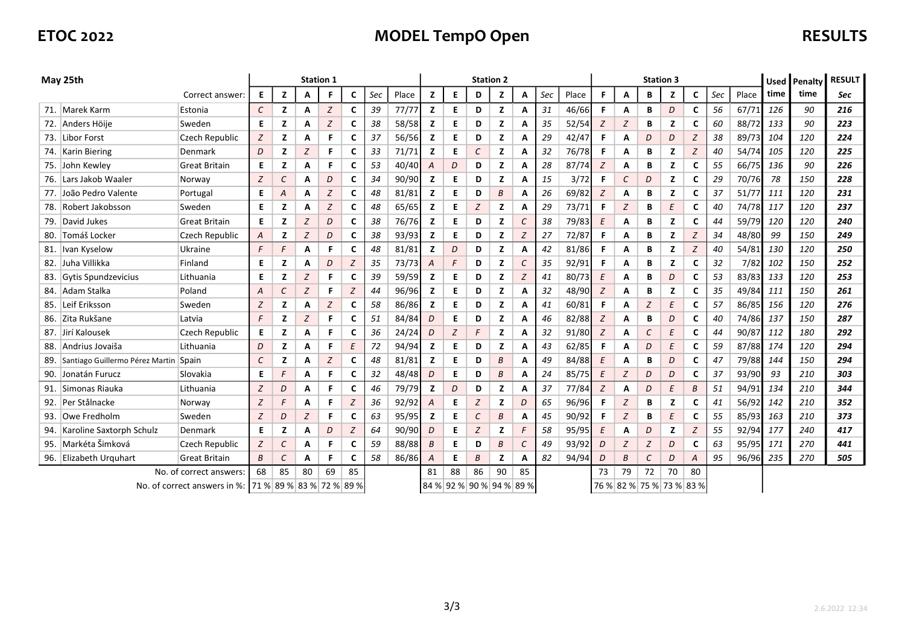# ETOC 2022

# MODEL TempO Open

# RESULTS

| May 25th | | | Station 1 | | | | | | | Station 2 | | | | | | | Station 3 | | | | | | | Used time | Penalty time | RESULT |
|---|---|---|---|---|---|---|---|---|---|---|---|---|---|---|---|---|---|---|---|---|---|---|---|---|---|---|
| | | Correct answer: | E | Z | A | F | C | Sec | Place | Z | E | D | Z | A | Sec | Place | F | A | B | Z | C | Sec | Place | | | Sec |
| 71. | Marek Karm | Estonia | C | Z | A | Z | C | 39 | 77/77 | Z | E | D | Z | A | 31 | 46/66 | F | A | B | D | C | 56 | 67/71 | 126 | 90 | 216 |
| 72. | Anders Höije | Sweden | E | Z | A | Z | C | 38 | 58/58 | Z | E | D | Z | A | 35 | 52/54 | Z | Z | B | Z | C | 60 | 88/72 | 133 | 90 | 223 |
| 73. | Libor Forst | Czech Republic | Z | Z | A | F | C | 37 | 56/56 | Z | E | D | Z | A | 29 | 42/47 | F | A | D | D | Z | 38 | 89/73 | 104 | 120 | 224 |
| 74. | Karin Biering | Denmark | D | Z | Z | F | C | 33 | 71/71 | Z | E | C | Z | A | 32 | 76/78 | F | A | B | Z | Z | 40 | 54/74 | 105 | 120 | 225 |
| 75. | John Kewley | Great Britain | E | Z | A | F | C | 53 | 40/40 | A | D | D | Z | A | 28 | 87/74 | Z | A | B | Z | C | 55 | 66/75 | 136 | 90 | 226 |
| 76. | Lars Jakob Waaler | Norway | Z | C | A | D | C | 34 | 90/90 | Z | E | D | Z | A | 15 | 3/72 | F | C | D | Z | C | 29 | 70/76 | 78 | 150 | 228 |
| 77. | João Pedro Valente | Portugal | E | A | A | Z | C | 48 | 81/81 | Z | E | D | B | A | 26 | 69/82 | Z | A | B | Z | C | 37 | 51/77 | 111 | 120 | 231 |
| 78. | Robert Jakobsson | Sweden | E | Z | A | Z | C | 48 | 65/65 | Z | E | Z | Z | A | 29 | 73/71 | F | Z | B | E | C | 40 | 74/78 | 117 | 120 | 237 |
| 79. | David Jukes | Great Britain | E | Z | Z | D | C | 38 | 76/76 | Z | E | D | Z | C | 38 | 79/83 | E | A | B | Z | C | 44 | 59/79 | 120 | 120 | 240 |
| 80. | Tomáš Locker | Czech Republic | A | Z | Z | D | C | 38 | 93/93 | Z | E | D | Z | Z | 27 | 72/87 | F | A | B | Z | Z | 34 | 48/80 | 99 | 150 | 249 |
| 81. | Ivan Kyselow | Ukraine | F | F | A | F | C | 48 | 81/81 | Z | D | D | Z | A | 42 | 81/86 | F | A | B | Z | Z | 40 | 54/81 | 130 | 120 | 250 |
| 82. | Juha Villikka | Finland | E | Z | A | D | Z | 35 | 73/73 | A | F | D | Z | C | 35 | 92/91 | F | A | B | Z | C | 32 | 7/82 | 102 | 150 | 252 |
| 83. | Gytis Spundzevicius | Lithuania | E | Z | Z | F | C | 39 | 59/59 | Z | E | D | Z | Z | 41 | 80/73 | E | A | B | D | C | 53 | 83/83 | 133 | 120 | 253 |
| 84. | Adam Stalka | Poland | A | C | Z | F | Z | 44 | 96/96 | Z | E | D | Z | A | 32 | 48/90 | Z | A | B | Z | C | 35 | 49/84 | 111 | 150 | 261 |
| 85. | Leif Eriksson | Sweden | Z | Z | A | Z | C | 58 | 86/86 | Z | E | D | Z | A | 41 | 60/81 | F | A | Z | E | C | 57 | 86/85 | 156 | 120 | 276 |
| 86. | Zita Rukšane | Latvia | F | Z | Z | F | C | 51 | 84/84 | D | E | D | Z | A | 46 | 82/88 | Z | A | B | D | C | 40 | 74/86 | 137 | 150 | 287 |
| 87. | Jirí Kalousek | Czech Republic | E | Z | A | F | C | 36 | 24/24 | D | Z | F | Z | A | 32 | 91/80 | Z | A | C | E | C | 44 | 90/87 | 112 | 180 | 292 |
| 88. | Andrius Jovaiša | Lithuania | D | Z | A | F | E | 72 | 94/94 | Z | E | D | Z | A | 43 | 62/85 | F | A | D | E | C | 59 | 87/88 | 174 | 120 | 294 |
| 89. | Santiago Guillermo Pérez Martin | Spain | C | Z | A | Z | C | 48 | 81/81 | Z | E | D | B | A | 49 | 84/88 | E | A | B | D | C | 47 | 79/88 | 144 | 150 | 294 |
| 90. | Jonatán Furucz | Slovakia | E | F | A | F | C | 32 | 48/48 | D | E | D | B | A | 24 | 85/75 | E | Z | D | D | C | 37 | 93/90 | 93 | 210 | 303 |
| 91. | Simonas Riauka | Lithuania | Z | D | A | F | C | 46 | 79/79 | Z | D | D | Z | A | 37 | 77/84 | Z | A | D | E | B | 51 | 94/91 | 134 | 210 | 344 |
| 92. | Per Stålnacke | Norway | Z | F | A | F | Z | 36 | 92/92 | A | E | Z | Z | D | 65 | 96/96 | F | Z | B | Z | C | 41 | 56/92 | 142 | 210 | 352 |
| 93. | Owe Fredholm | Sweden | Z | D | Z | F | C | 63 | 95/95 | Z | E | C | B | A | 45 | 90/92 | F | Z | B | E | C | 55 | 85/93 | 163 | 210 | 373 |
| 94. | Karoline Saxtorph Schulz | Denmark | E | Z | A | D | Z | 64 | 90/90 | D | E | Z | Z | F | 58 | 95/95 | E | A | D | Z | Z | 55 | 92/94 | 177 | 240 | 417 |
| 95. | Markéta Šimková | Czech Republic | Z | C | A | F | C | 59 | 88/88 | B | E | D | B | C | 49 | 93/92 | D | Z | Z | D | C | 63 | 95/95 | 171 | 270 | 441 |
| 96. | Elizabeth Urquhart | Great Britain | B | C | A | F | C | 58 | 86/86 | A | E | B | Z | A | 82 | 94/94 | D | B | C | D | A | 95 | 96/96 | 235 | 270 | 505 |
| | | No. of correct answers: | 68 | 85 | 80 | 69 | 85 | | | 81 | 88 | 86 | 90 | 85 | | | 73 | 79 | 72 | 70 | 80 | | | | | |
| | | No. of correct answers in %: | 71 % | 89 % | 83 % | 72 % | 89 % | | | 84 % | 92 % | 90 % | 94 % | 89 % | | | 76 % | 82 % | 75 % | 73 % | 83 % | | | | | |

2.6.2022 12:34